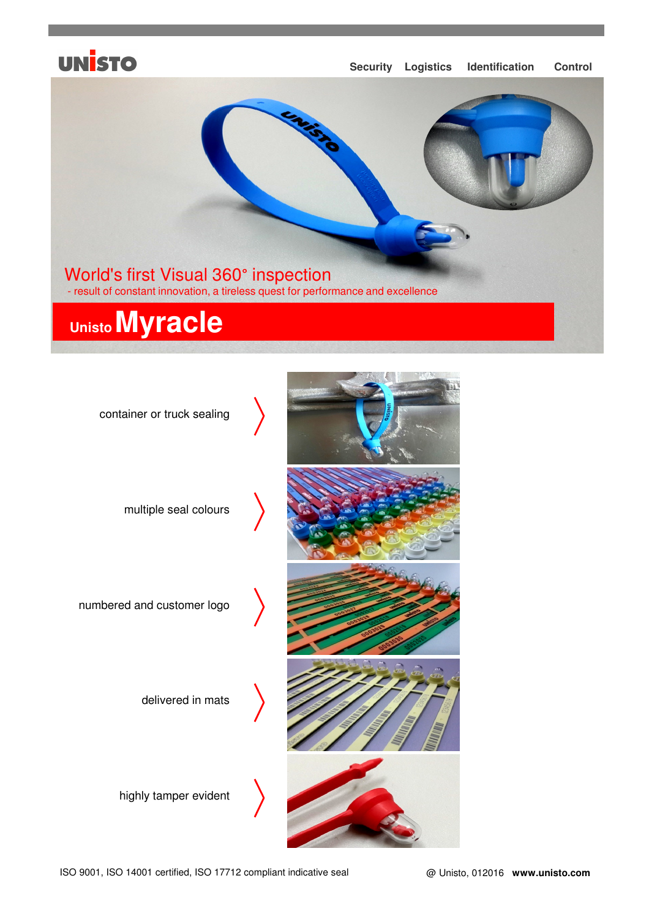UNISTO

Security Logistics Identification Control

World's first Visual 360° inspection

- result of constant innovation, a tireless quest for performance and excellence

# Unisto **Myracle**

container or truck sealing

multiple seal colours

numbered and customer logo

delivered in mats

highly tamper evident

ISO 9001, ISO 14001 certified, ISO 17712 compliant indicative seal

@ Unisto, 012016 **www.unisto.com**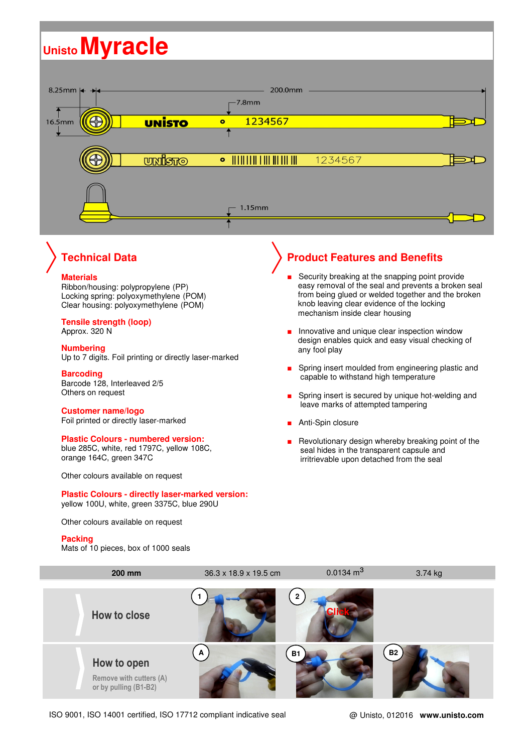# Unisto Myracle

8.25mm

200.0mm

7.8mm

16.5mm

UNISTO 1234567

1.15mm

## Technical Data

### Materials
Ribbon/housing: polypropylene (PP)
Locking spring: polyoxymethylene (POM)
Clear housing: polyoxymethylene (POM)

### Tensile strength (loop)
Approx. 320 N

### Numbering
Up to 7 digits. Foil printing or directly laser-marked

### Barcoding
Barcode 128, Interleaved 2/5
Others on request

### Customer name/logo
Foil printed or directly laser-marked

### Plastic Colours - numbered version:
blue 285C, white, red 1797C, yellow 108C, orange 164C, green 347C

Other colours available on request

### Plastic Colours - directly laser-marked version:
yellow 100U, white, green 3375C, blue 290U

Other colours available on request

### Packing
Mats of 10 pieces, box of 1000 seals

## Product Features and Benefits

- Security breaking at the snapping point provide easy removal of the seal and prevents a broken seal from being glued or welded together and the broken knob leaving clear evidence of the locking mechanism inside clear housing
- Innovative and unique clear inspection window design enables quick and easy visual checking of any fool play
- Spring insert moulded from engineering plastic and capable to withstand high temperature
- Spring insert is secured by unique hot-welding and leave marks of attempted tampering
- Anti-Spin closure
- Revolutionary design whereby breaking point of the seal hides in the transparent capsule and irritrievable upon detached from the seal

| | | | |
|---|---|---|---|
| **200 mm** | 36.3 x 18.9 x 19.5 cm | 0.0134 $m^3$ | 3.74 kg |

## How to close

1

2 Click

## How to open

Remove with cutters (A)
or by pulling (B1-B2)

A

B1

B2

ISO 9001, ISO 14001 certified, ISO 17712 compliant indicative seal

@ Unisto, 012016 **www.unisto.com**